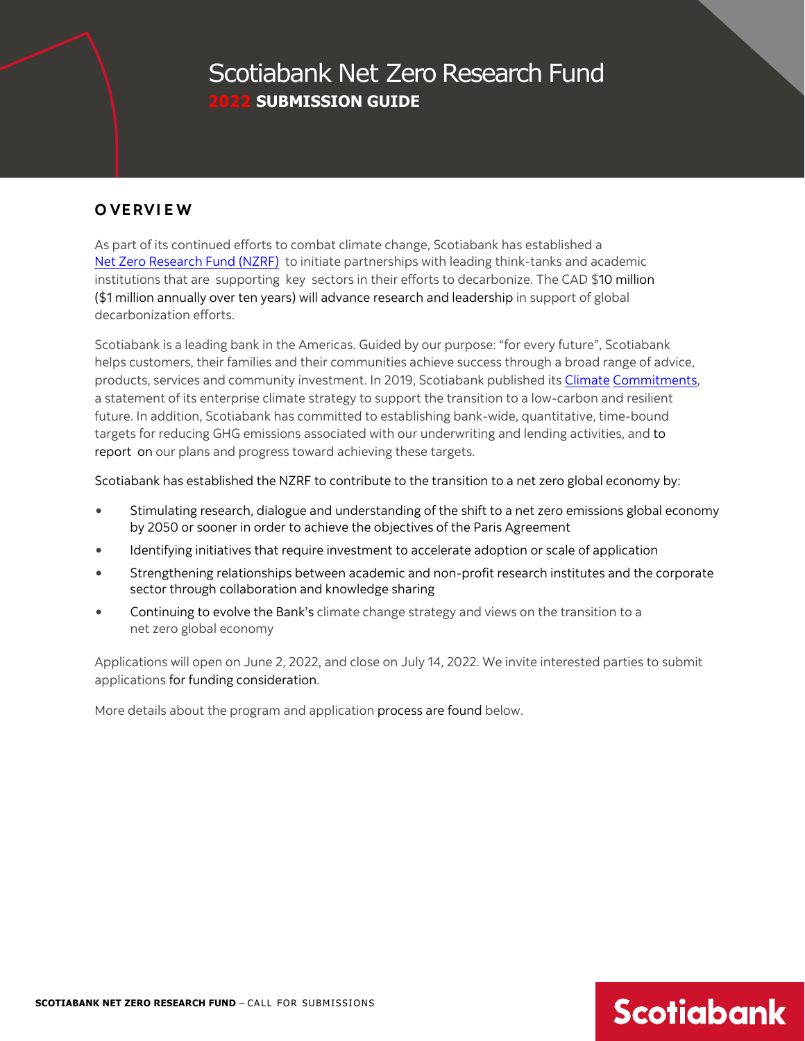# Scotiabank Net Zero Research Fund

## 2022 SUBMISSION GUIDE

### OVERVIEW

As part of its continued efforts to combat climate change, Scotiabank has established a Net Zero Research Fund (NZRF) to initiate partnerships with leading think-tanks and academic institutions that are supporting key sectors in their efforts to decarbonize. The CAD $10 million ($1 million annually over ten years) will advance research and leadership in support of global decarbonization efforts.

Scotiabank is a leading bank in the Americas. Guided by our purpose: "for every future", Scotiabank helps customers, their families and their communities achieve success through a broad range of advice, products, services and community investment. In 2019, Scotiabank published its Climate Commitments, a statement of its enterprise climate strategy to support the transition to a low-carbon and resilient future. In addition, Scotiabank has committed to establishing bank-wide, quantitative, time-bound targets for reducing GHG emissions associated with our underwriting and lending activities, and to report on our plans and progress toward achieving these targets.

Scotiabank has established the NZRF to contribute to the transition to a net zero global economy by:

- Stimulating research, dialogue and understanding of the shift to a net zero emissions global economy by 2050 or sooner in order to achieve the objectives of the Paris Agreement
- Identifying initiatives that require investment to accelerate adoption or scale of application
- Strengthening relationships between academic and non-profit research institutes and the corporate sector through collaboration and knowledge sharing
- Continuing to evolve the Bank's climate change strategy and views on the transition to a net zero global economy

Applications will open on June 2, 2022, and close on July 14, 2022. We invite interested parties to submit applications for funding consideration.

More details about the program and application process are found below.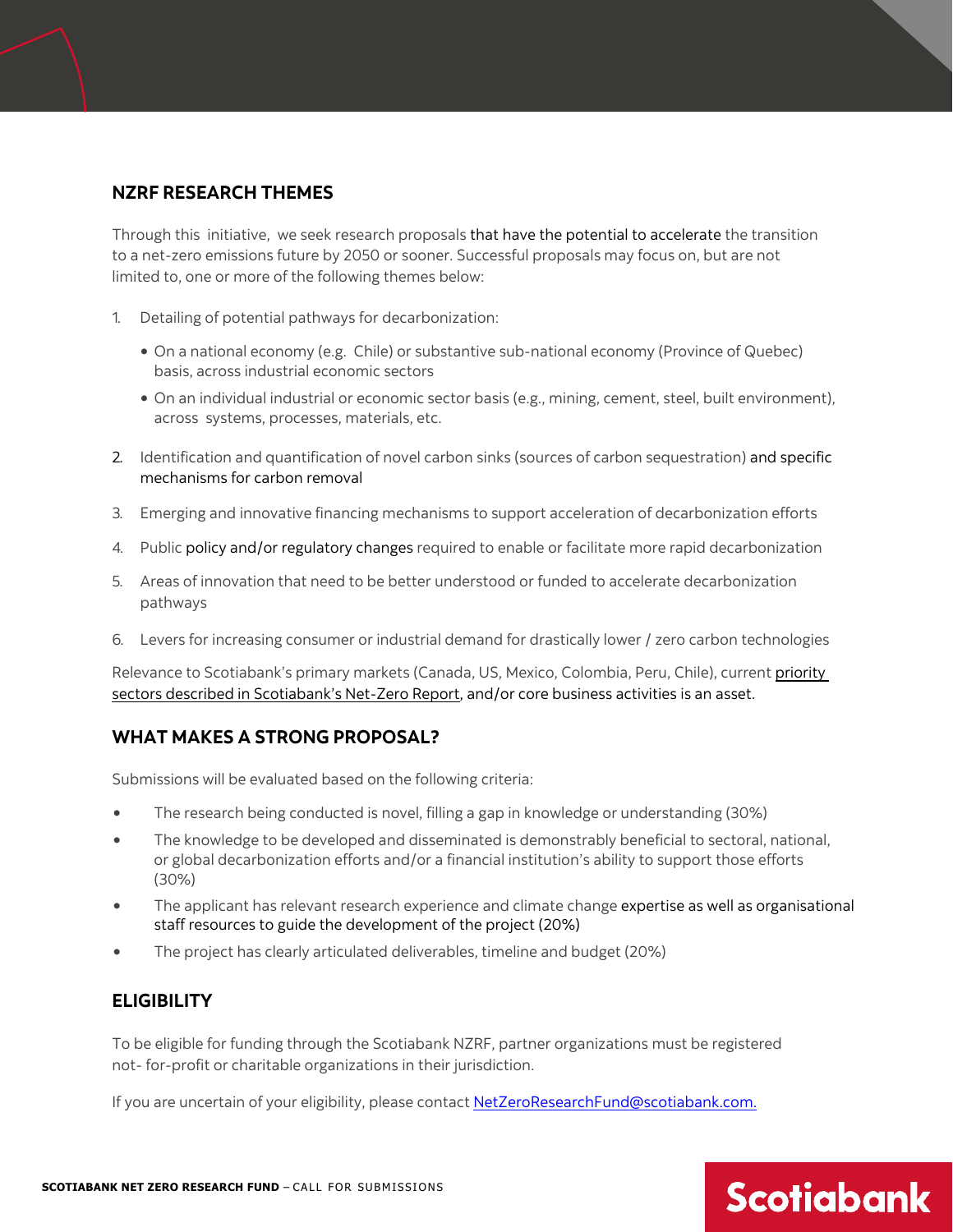## NZRF RESEARCH THEMES

Through this initiative, we seek research proposals that have the potential to accelerate the transition to a net-zero emissions future by 2050 or sooner. Successful proposals may focus on, but are not limited to, one or more of the following themes below:

1. Detailing of potential pathways for decarbonization:
   - On a national economy (e.g. Chile) or substantive sub-national economy (Province of Quebec) basis, across industrial economic sectors
   - On an individual industrial or economic sector basis (e.g., mining, cement, steel, built environment), across systems, processes, materials, etc.
2. Identification and quantification of novel carbon sinks (sources of carbon sequestration) and specific mechanisms for carbon removal
3. Emerging and innovative financing mechanisms to support acceleration of decarbonization efforts
4. Public policy and/or regulatory changes required to enable or facilitate more rapid decarbonization
5. Areas of innovation that need to be better understood or funded to accelerate decarbonization pathways
6. Levers for increasing consumer or industrial demand for drastically lower / zero carbon technologies

Relevance to Scotiabank's primary markets (Canada, US, Mexico, Colombia, Peru, Chile), current priority sectors described in Scotiabank's Net-Zero Report, and/or core business activities is an asset.

## WHAT MAKES A STRONG PROPOSAL?

Submissions will be evaluated based on the following criteria:

- The research being conducted is novel, filling a gap in knowledge or understanding (30%)
- The knowledge to be developed and disseminated is demonstrably beneficial to sectoral, national, or global decarbonization efforts and/or a financial institution's ability to support those efforts (30%)
- The applicant has relevant research experience and climate change expertise as well as organisational staff resources to guide the development of the project (20%)
- The project has clearly articulated deliverables, timeline and budget (20%)

## ELIGIBILITY

To be eligible for funding through the Scotiabank NZRF, partner organizations must be registered not- for-profit or charitable organizations in their jurisdiction.

If you are uncertain of your eligibility, please contact NetZeroResearchFund@scotiabank.com.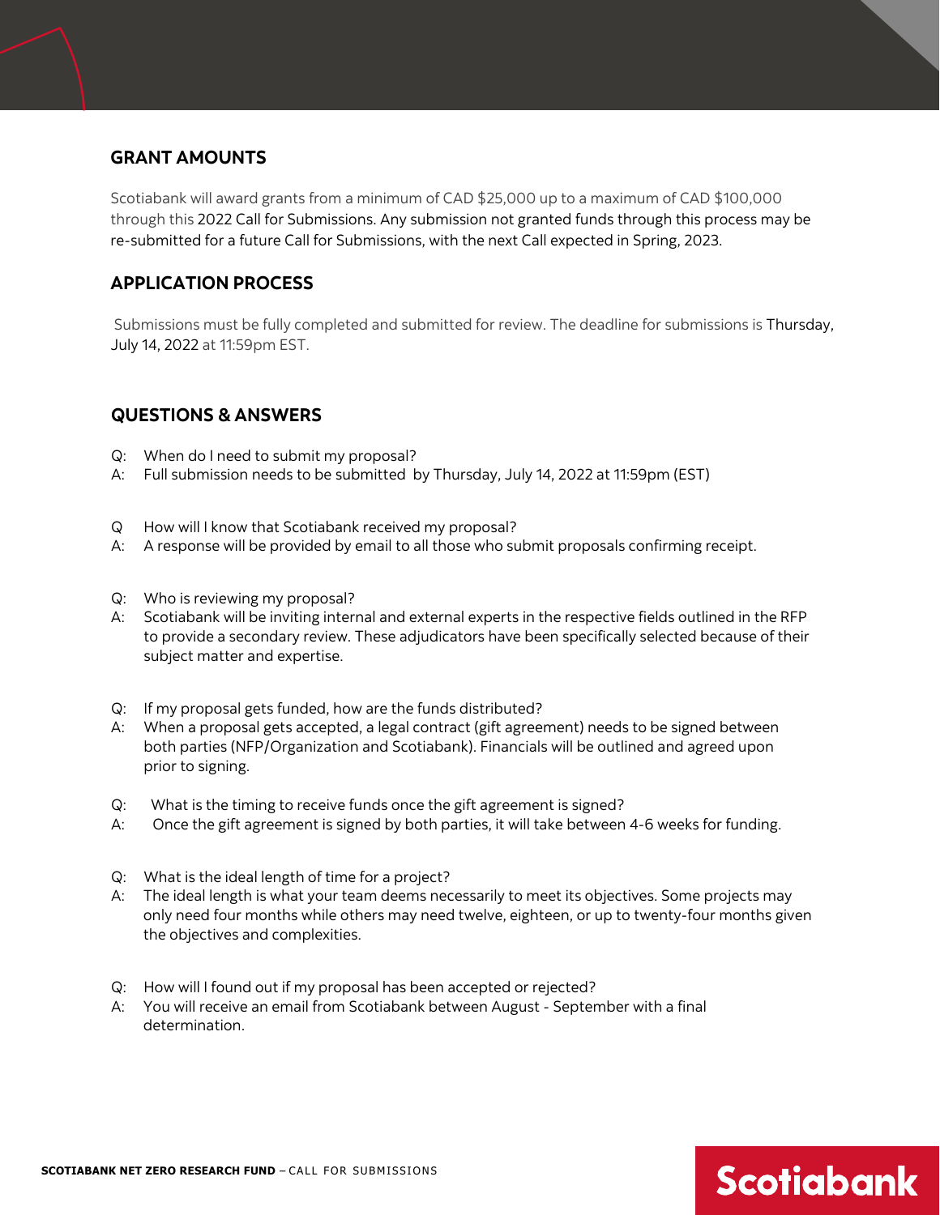## GRANT AMOUNTS

Scotiabank will award grants from a minimum of CAD $25,000 up to a maximum of CAD $100,000 through this 2022 Call for Submissions. Any submission not granted funds through this process may be re-submitted for a future Call for Submissions, with the next Call expected in Spring, 2023.

## APPLICATION PROCESS

Submissions must be fully completed and submitted for review. The deadline for submissions is Thursday, July 14, 2022 at 11:59pm EST.

## QUESTIONS & ANSWERS

Q: When do I need to submit my proposal?
A: Full submission needs to be submitted by Thursday, July 14, 2022 at 11:59pm (EST)

Q How will I know that Scotiabank received my proposal?
A: A response will be provided by email to all those who submit proposals confirming receipt.

Q: Who is reviewing my proposal?
A: Scotiabank will be inviting internal and external experts in the respective fields outlined in the RFP to provide a secondary review. These adjudicators have been specifically selected because of their subject matter and expertise.

Q: If my proposal gets funded, how are the funds distributed?
A: When a proposal gets accepted, a legal contract (gift agreement) needs to be signed between both parties (NFP/Organization and Scotiabank). Financials will be outlined and agreed upon prior to signing.

Q: What is the timing to receive funds once the gift agreement is signed?
A: Once the gift agreement is signed by both parties, it will take between 4-6 weeks for funding.

Q: What is the ideal length of time for a project?
A: The ideal length is what your team deems necessarily to meet its objectives. Some projects may only need four months while others may need twelve, eighteen, or up to twenty-four months given the objectives and complexities.

Q: How will I found out if my proposal has been accepted or rejected?
A: You will receive an email from Scotiabank between August - September with a final determination.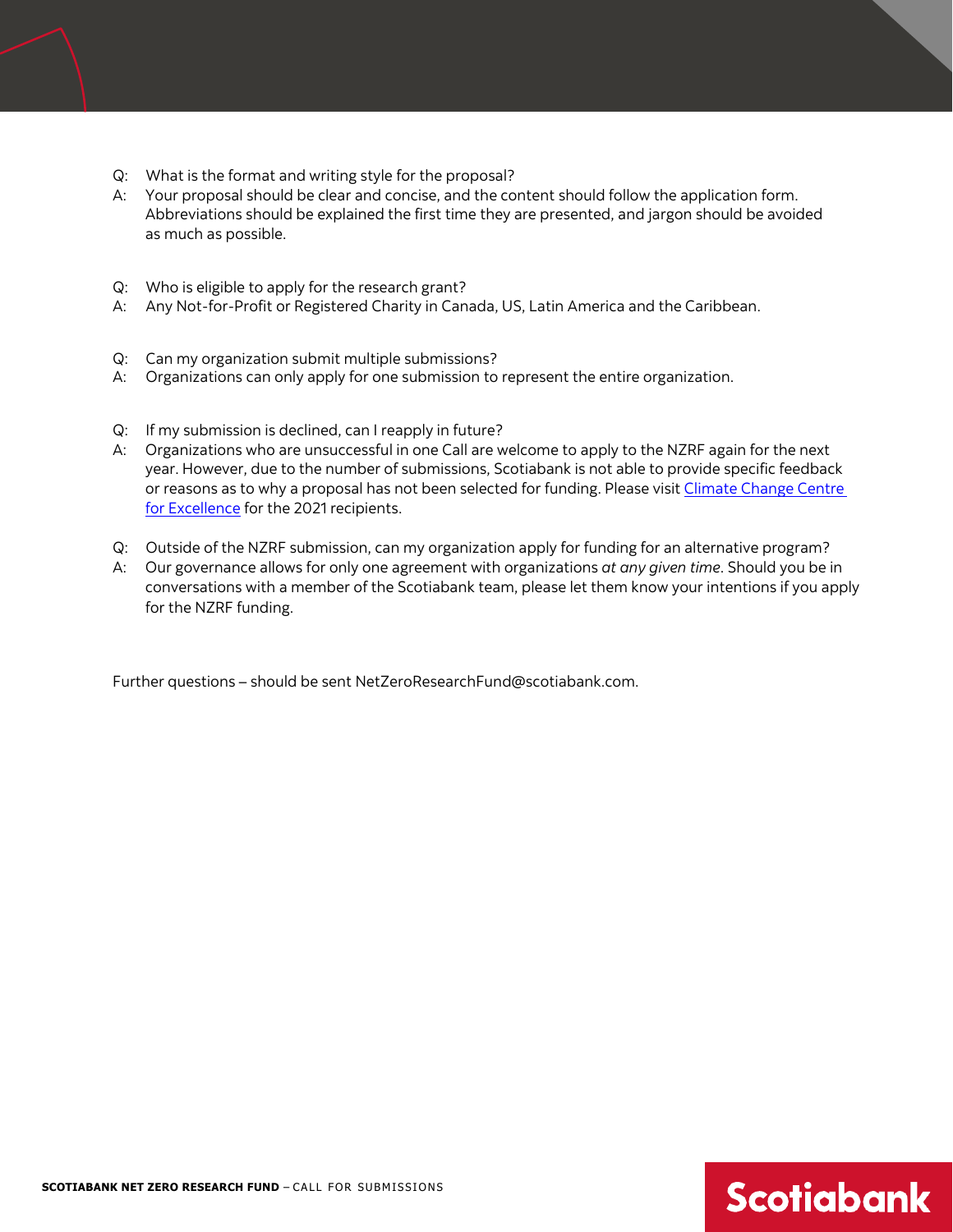Q: What is the format and writing style for the proposal?

A: Your proposal should be clear and concise, and the content should follow the application form. Abbreviations should be explained the first time they are presented, and jargon should be avoided as much as possible.

Q: Who is eligible to apply for the research grant?

A: Any Not-for-Profit or Registered Charity in Canada, US, Latin America and the Caribbean.

Q: Can my organization submit multiple submissions?

A: Organizations can only apply for one submission to represent the entire organization.

Q: If my submission is declined, can I reapply in future?

A: Organizations who are unsuccessful in one Call are welcome to apply to the NZRF again for the next year. However, due to the number of submissions, Scotiabank is not able to provide specific feedback or reasons as to why a proposal has not been selected for funding. Please visit Climate Change Centre for Excellence for the 2021 recipients.

Q: Outside of the NZRF submission, can my organization apply for funding for an alternative program?

A: Our governance allows for only one agreement with organizations *at any given time*. Should you be in conversations with a member of the Scotiabank team, please let them know your intentions if you apply for the NZRF funding.

Further questions – should be sent NetZeroResearchFund@scotiabank.com.